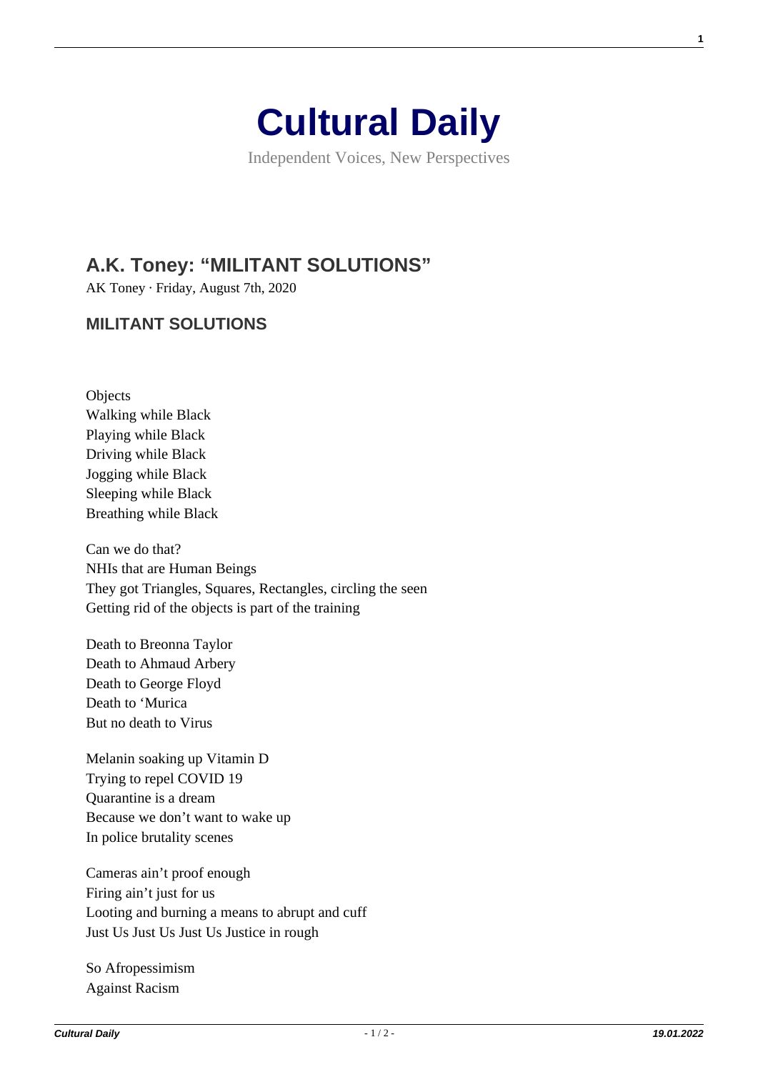# Cultural Daily

Independent Voices, New Perspectives

## A.K. Toney: "MILITANT SOLUTIONS"

AK Toney · Friday, August 7th, 2020

### MILITANT SOLUTIONS

Objects
Walking while Black
Playing while Black
Driving while Black
Jogging while Black
Sleeping while Black
Breathing while Black

Can we do that?
NHIs that are Human Beings
They got Triangles, Squares, Rectangles, circling the seen
Getting rid of the objects is part of the training

Death to Breonna Taylor
Death to Ahmaud Arbery
Death to George Floyd
Death to 'Murica
But no death to Virus

Melanin soaking up Vitamin D
Trying to repel COVID 19
Quarantine is a dream
Because we don't want to wake up
In police brutality scenes

Cameras ain't proof enough
Firing ain't just for us
Looting and burning a means to abrupt and cuff
Just Us Just Us Just Us Justice in rough

So Afropessimism
Against Racism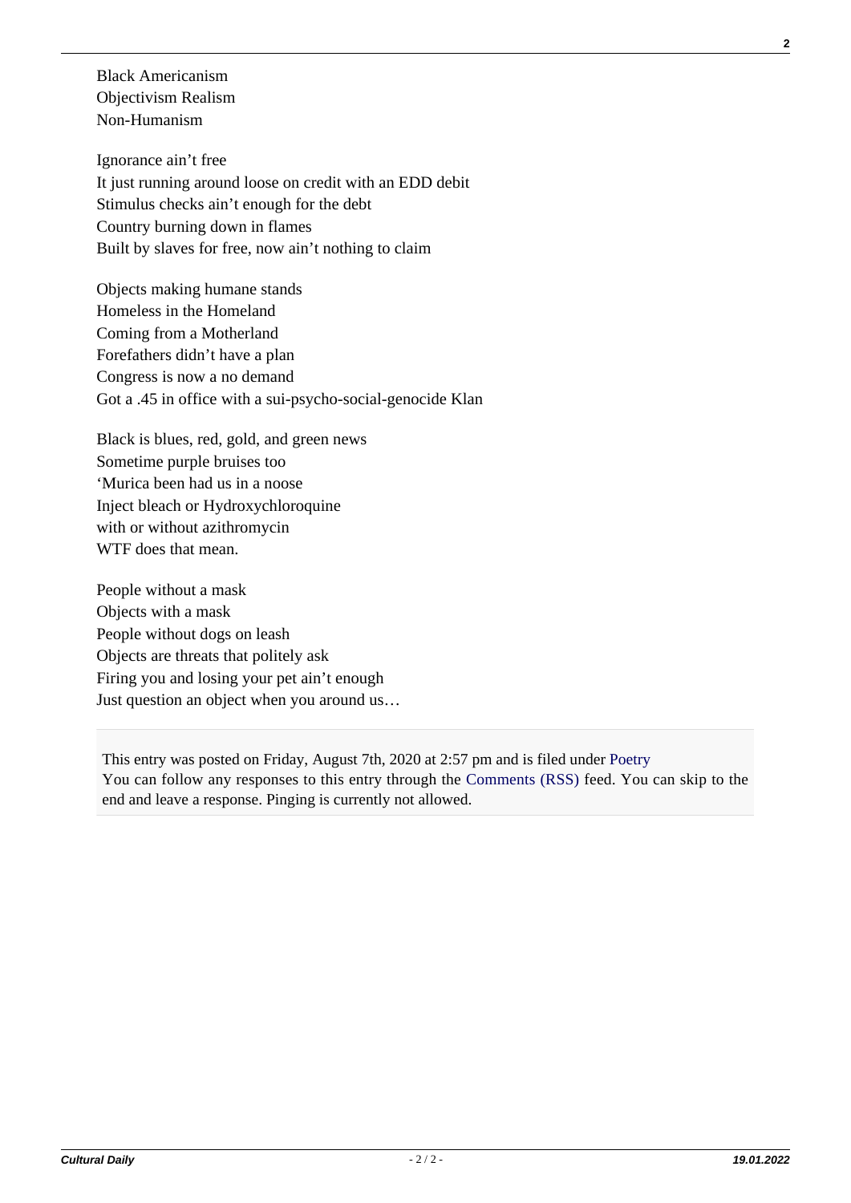Black Americanism
Objectivism Realism
Non-Humanism

Ignorance ain't free
It just running around loose on credit with an EDD debit
Stimulus checks ain't enough for the debt
Country burning down in flames
Built by slaves for free, now ain't nothing to claim

Objects making humane stands
Homeless in the Homeland
Coming from a Motherland
Forefathers didn't have a plan
Congress is now a no demand
Got a .45 in office with a sui-psycho-social-genocide Klan

Black is blues, red, gold, and green news
Sometime purple bruises too
'Murica been had us in a noose
Inject bleach or Hydroxychloroquine
with or without azithromycin
WTF does that mean.

People without a mask
Objects with a mask
People without dogs on leash
Objects are threats that politely ask
Firing you and losing your pet ain't enough
Just question an object when you around us…

This entry was posted on Friday, August 7th, 2020 at 2:57 pm and is filed under Poetry
You can follow any responses to this entry through the Comments (RSS) feed. You can skip to the end and leave a response. Pinging is currently not allowed.